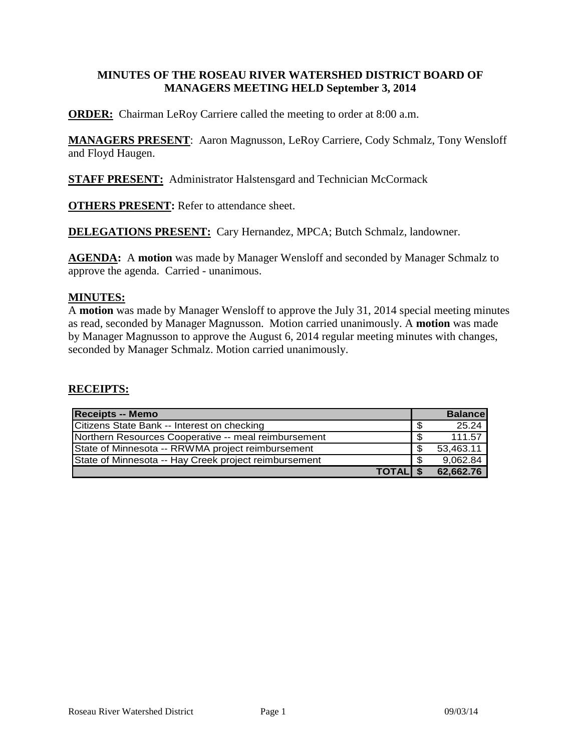# MINUTES OF THE ROSEAU RIVER WATERSHED DISTRICT BOARD OF MANAGERS MEETING HELD September 3, 2014

**ORDER:** Chairman LeRoy Carriere called the meeting to order at 8:00 a.m.

**MANAGERS PRESENT**: Aaron Magnusson, LeRoy Carriere, Cody Schmalz, Tony Wensloff and Floyd Haugen.

**STAFF PRESENT:** Administrator Halstensgard and Technician McCormack

**OTHERS PRESENT:** Refer to attendance sheet.

**DELEGATIONS PRESENT:** Cary Hernandez, MPCA; Butch Schmalz, landowner.

**AGENDA:** A **motion** was made by Manager Wensloff and seconded by Manager Schmalz to approve the agenda. Carried - unanimous.

**MINUTES:**

A **motion** was made by Manager Wensloff to approve the July 31, 2014 special meeting minutes as read, seconded by Manager Magnusson. Motion carried unanimously. A **motion** was made by Manager Magnusson to approve the August 6, 2014 regular meeting minutes with changes, seconded by Manager Schmalz. Motion carried unanimously.

**RECEIPTS:**

| Receipts -- Memo | Balance |
|---|---|
| Citizens State Bank -- Interest on checking | $ 25.24 |
| Northern Resources Cooperative -- meal reimbursement | $ 111.57 |
| State of Minnesota -- RRWMA project reimbursement | $ 53,463.11 |
| State of Minnesota -- Hay Creek project reimbursement | $ 9,062.84 |
| **TOTAL** | **$ 62,662.76** |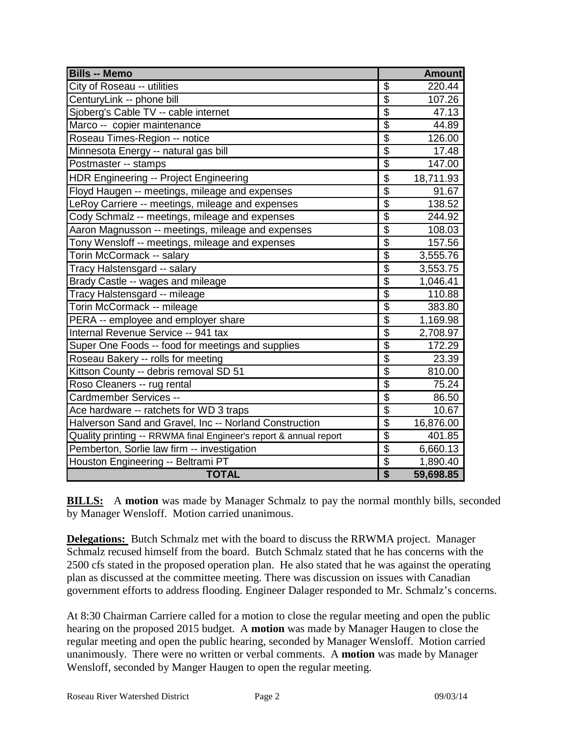| Bills -- Memo | Amount |
|---|---|
| City of Roseau -- utilities | $ 220.44 |
| CenturyLink -- phone bill | $ 107.26 |
| Sjoberg's Cable TV -- cable internet | $ 47.13 |
| Marco -- copier maintenance | $ 44.89 |
| Roseau Times-Region -- notice | $ 126.00 |
| Minnesota Energy -- natural gas bill | $ 17.48 |
| Postmaster -- stamps | $ 147.00 |
| HDR Engineering -- Project Engineering | $ 18,711.93 |
| Floyd Haugen -- meetings, mileage and expenses | $ 91.67 |
| LeRoy Carriere -- meetings, mileage and expenses | $ 138.52 |
| Cody Schmalz -- meetings, mileage and expenses | $ 244.92 |
| Aaron Magnusson -- meetings, mileage and expenses | $ 108.03 |
| Tony Wensloff -- meetings, mileage and expenses | $ 157.56 |
| Torin McCormack -- salary | $ 3,555.76 |
| Tracy Halstensgard -- salary | $ 3,553.75 |
| Brady Castle -- wages and mileage | $ 1,046.41 |
| Tracy Halstensgard -- mileage | $ 110.88 |
| Torin McCormack -- mileage | $ 383.80 |
| PERA -- employee and employer share | $ 1,169.98 |
| Internal Revenue Service -- 941 tax | $ 2,708.97 |
| Super One Foods -- food for meetings and supplies | $ 172.29 |
| Roseau Bakery -- rolls for meeting | $ 23.39 |
| Kittson County -- debris removal SD 51 | $ 810.00 |
| Roso Cleaners -- rug rental | $ 75.24 |
| Cardmember Services -- | $ 86.50 |
| Ace hardware -- ratchets for WD 3 traps | $ 10.67 |
| Halverson Sand and Gravel, Inc -- Norland Construction | $ 16,876.00 |
| Quality printing -- RRWMA final Engineer's report & annual report | $ 401.85 |
| Pemberton, Sorlie law firm -- investigation | $ 6,660.13 |
| Houston Engineering -- Beltrami PT | $ 1,890.40 |
| **TOTAL** | **$ 59,698.85** |

**BILLS:** A **motion** was made by Manager Schmalz to pay the normal monthly bills, seconded by Manager Wensloff. Motion carried unanimous.

**Delegations:** Butch Schmalz met with the board to discuss the RRWMA project. Manager Schmalz recused himself from the board. Butch Schmalz stated that he has concerns with the 2500 cfs stated in the proposed operation plan. He also stated that he was against the operating plan as discussed at the committee meeting. There was discussion on issues with Canadian government efforts to address flooding. Engineer Dalager responded to Mr. Schmalz's concerns.

At 8:30 Chairman Carriere called for a motion to close the regular meeting and open the public hearing on the proposed 2015 budget. A **motion** was made by Manager Haugen to close the regular meeting and open the public hearing, seconded by Manager Wensloff. Motion carried unanimously. There were no written or verbal comments. A **motion** was made by Manager Wensloff, seconded by Manger Haugen to open the regular meeting.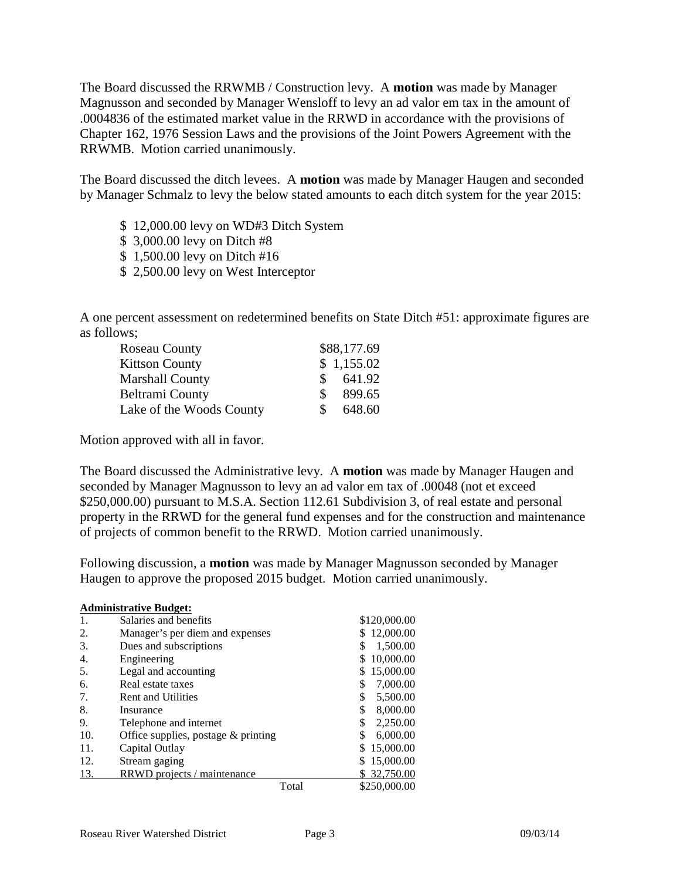The Board discussed the RRWMB / Construction levy. A **motion** was made by Manager Magnusson and seconded by Manager Wensloff to levy an ad valor em tax in the amount of .0004836 of the estimated market value in the RRWD in accordance with the provisions of Chapter 162, 1976 Session Laws and the provisions of the Joint Powers Agreement with the RRWMB. Motion carried unanimously.

The Board discussed the ditch levees. A **motion** was made by Manager Haugen and seconded by Manager Schmalz to levy the below stated amounts to each ditch system for the year 2015:

- $ 12,000.00 levy on WD#3 Ditch System
- $ 3,000.00 levy on Ditch #8
- $ 1,500.00 levy on Ditch #16
- $ 2,500.00 levy on West Interceptor

A one percent assessment on redetermined benefits on State Ditch #51: approximate figures are as follows;

| | |
|---|---|
| Roseau County | $88,177.69 |
| Kittson County | $ 1,155.02 |
| Marshall County | $ 641.92 |
| Beltrami County | $ 899.65 |
| Lake of the Woods County | $ 648.60 |

Motion approved with all in favor.

The Board discussed the Administrative levy. A **motion** was made by Manager Haugen and seconded by Manager Magnusson to levy an ad valor em tax of .00048 (not et exceed $250,000.00) pursuant to M.S.A. Section 112.61 Subdivision 3, of real estate and personal property in the RRWD for the general fund expenses and for the construction and maintenance of projects of common benefit to the RRWD. Motion carried unanimously.

Following discussion, a **motion** was made by Manager Magnusson seconded by Manager Haugen to approve the proposed 2015 budget. Motion carried unanimously.

**Administrative Budget:**

| | | |
|---|---|---|
| 1. | Salaries and benefits | $120,000.00 |
| 2. | Manager's per diem and expenses | $ 12,000.00 |
| 3. | Dues and subscriptions | $ 1,500.00 |
| 4. | Engineering | $ 10,000.00 |
| 5. | Legal and accounting | $ 15,000.00 |
| 6. | Real estate taxes | $ 7,000.00 |
| 7. | Rent and Utilities | $ 5,500.00 |
| 8. | Insurance | $ 8,000.00 |
| 9. | Telephone and internet | $ 2,250.00 |
| 10. | Office supplies, postage & printing | $ 6,000.00 |
| 11. | Capital Outlay | $ 15,000.00 |
| 12. | Stream gaging | $ 15,000.00 |
| 13. | RRWD projects / maintenance | $ 32,750.00 |
| | Total | $250,000.00 |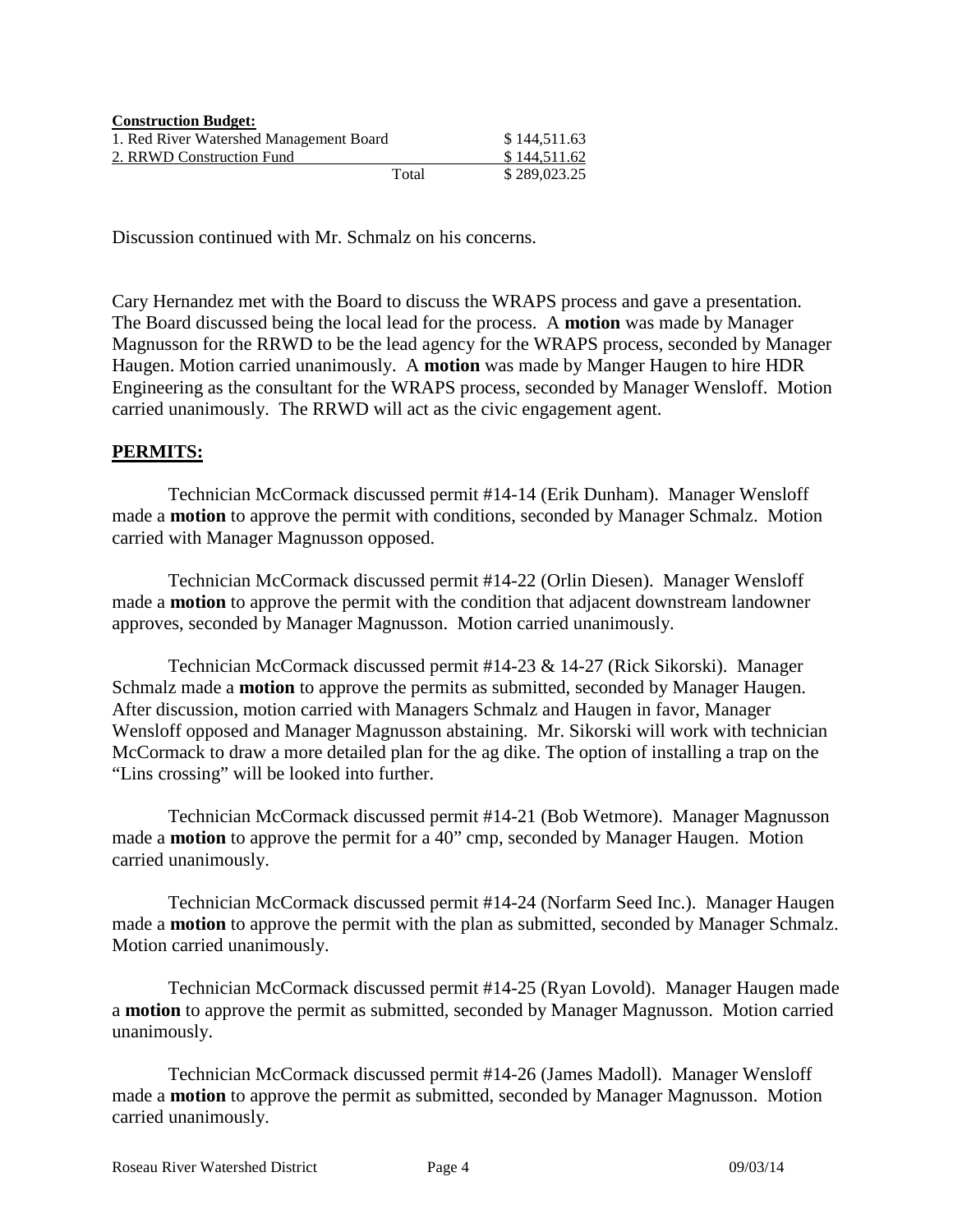**Construction Budget:**

| | | |
|---|---|---|
| 1. Red River Watershed Management Board | | $ 144,511.63 |
| 2. RRWD Construction Fund | | $ 144,511.62 |
| | Total | $ 289,023.25 |

Discussion continued with Mr. Schmalz on his concerns.

Cary Hernandez met with the Board to discuss the WRAPS process and gave a presentation. The Board discussed being the local lead for the process. A **motion** was made by Manager Magnusson for the RRWD to be the lead agency for the WRAPS process, seconded by Manager Haugen. Motion carried unanimously. A **motion** was made by Manger Haugen to hire HDR Engineering as the consultant for the WRAPS process, seconded by Manager Wensloff. Motion carried unanimously. The RRWD will act as the civic engagement agent.

## PERMITS:

Technician McCormack discussed permit #14-14 (Erik Dunham). Manager Wensloff made a **motion** to approve the permit with conditions, seconded by Manager Schmalz. Motion carried with Manager Magnusson opposed.

Technician McCormack discussed permit #14-22 (Orlin Diesen). Manager Wensloff made a **motion** to approve the permit with the condition that adjacent downstream landowner approves, seconded by Manager Magnusson. Motion carried unanimously.

Technician McCormack discussed permit #14-23 & 14-27 (Rick Sikorski). Manager Schmalz made a **motion** to approve the permits as submitted, seconded by Manager Haugen. After discussion, motion carried with Managers Schmalz and Haugen in favor, Manager Wensloff opposed and Manager Magnusson abstaining. Mr. Sikorski will work with technician McCormack to draw a more detailed plan for the ag dike. The option of installing a trap on the "Lins crossing" will be looked into further.

Technician McCormack discussed permit #14-21 (Bob Wetmore). Manager Magnusson made a **motion** to approve the permit for a 40" cmp, seconded by Manager Haugen. Motion carried unanimously.

Technician McCormack discussed permit #14-24 (Norfarm Seed Inc.). Manager Haugen made a **motion** to approve the permit with the plan as submitted, seconded by Manager Schmalz. Motion carried unanimously.

Technician McCormack discussed permit #14-25 (Ryan Lovold). Manager Haugen made a **motion** to approve the permit as submitted, seconded by Manager Magnusson. Motion carried unanimously.

Technician McCormack discussed permit #14-26 (James Madoll). Manager Wensloff made a **motion** to approve the permit as submitted, seconded by Manager Magnusson. Motion carried unanimously.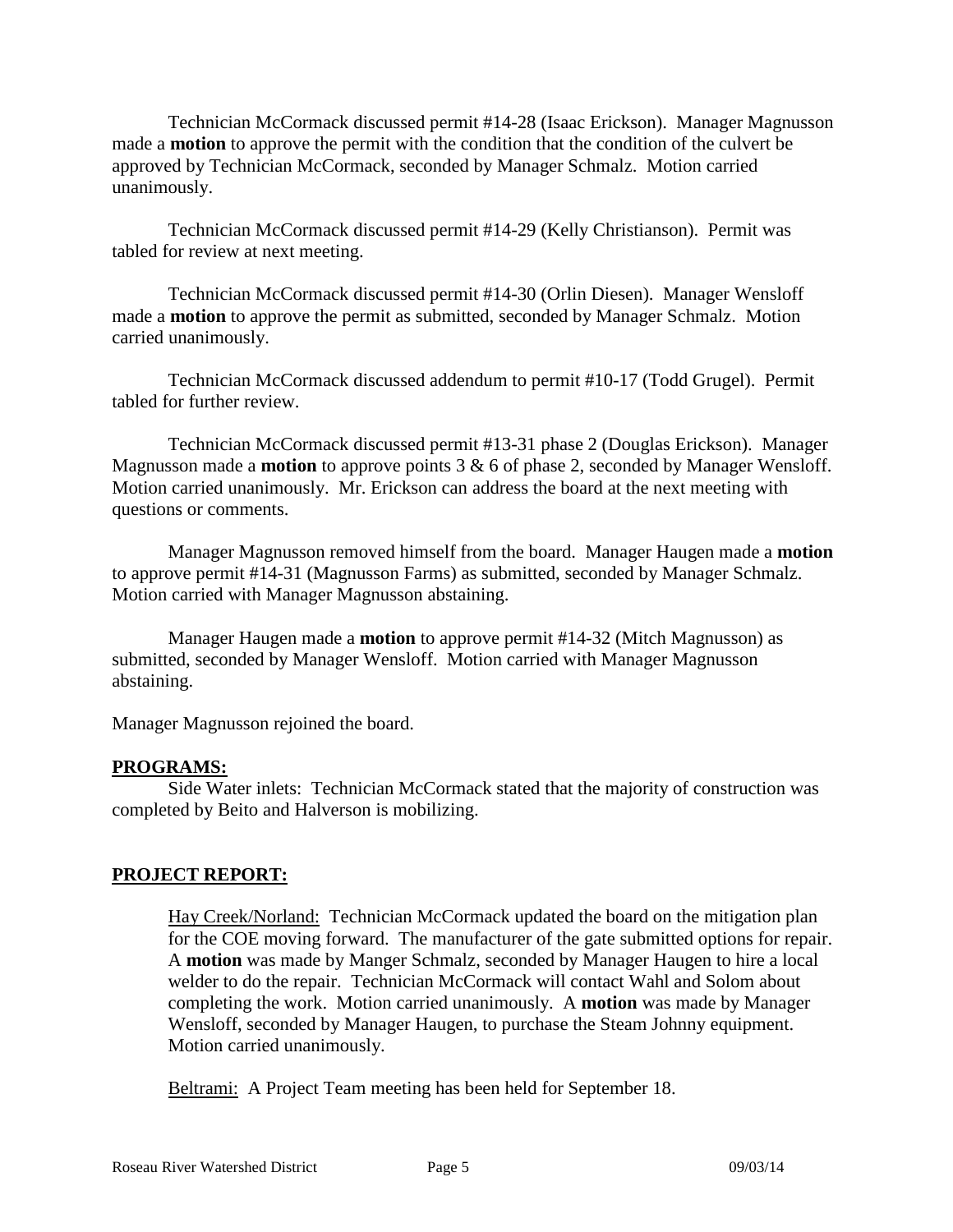Technician McCormack discussed permit #14-28 (Isaac Erickson). Manager Magnusson made a **motion** to approve the permit with the condition that the condition of the culvert be approved by Technician McCormack, seconded by Manager Schmalz. Motion carried unanimously.

Technician McCormack discussed permit #14-29 (Kelly Christianson). Permit was tabled for review at next meeting.

Technician McCormack discussed permit #14-30 (Orlin Diesen). Manager Wensloff made a **motion** to approve the permit as submitted, seconded by Manager Schmalz. Motion carried unanimously.

Technician McCormack discussed addendum to permit #10-17 (Todd Grugel). Permit tabled for further review.

Technician McCormack discussed permit #13-31 phase 2 (Douglas Erickson). Manager Magnusson made a **motion** to approve points 3 & 6 of phase 2, seconded by Manager Wensloff. Motion carried unanimously. Mr. Erickson can address the board at the next meeting with questions or comments.

Manager Magnusson removed himself from the board. Manager Haugen made a **motion** to approve permit #14-31 (Magnusson Farms) as submitted, seconded by Manager Schmalz. Motion carried with Manager Magnusson abstaining.

Manager Haugen made a **motion** to approve permit #14-32 (Mitch Magnusson) as submitted, seconded by Manager Wensloff. Motion carried with Manager Magnusson abstaining.

Manager Magnusson rejoined the board.

**PROGRAMS:**

Side Water inlets: Technician McCormack stated that the majority of construction was completed by Beito and Halverson is mobilizing.

**PROJECT REPORT:**

Hay Creek/Norland: Technician McCormack updated the board on the mitigation plan for the COE moving forward. The manufacturer of the gate submitted options for repair. A **motion** was made by Manger Schmalz, seconded by Manager Haugen to hire a local welder to do the repair. Technician McCormack will contact Wahl and Solom about completing the work. Motion carried unanimously. A **motion** was made by Manager Wensloff, seconded by Manager Haugen, to purchase the Steam Johnny equipment. Motion carried unanimously.

Beltrami: A Project Team meeting has been held for September 18.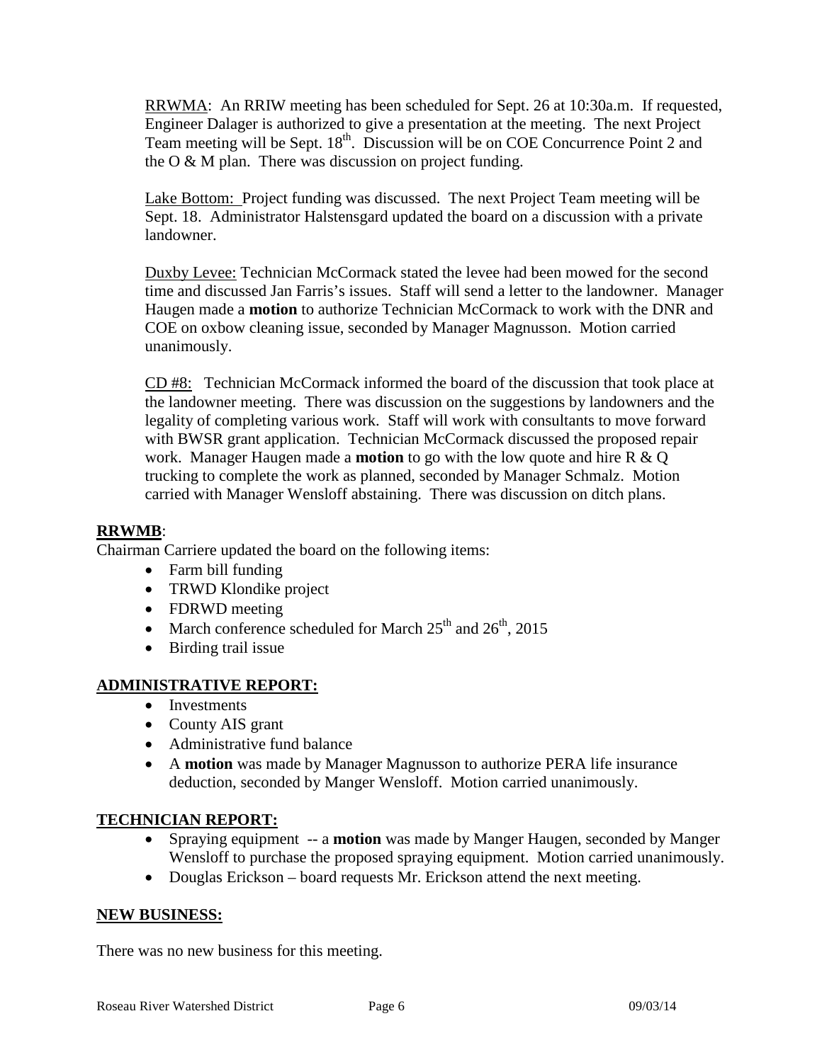RRWMA: An RRIW meeting has been scheduled for Sept. 26 at 10:30a.m. If requested, Engineer Dalager is authorized to give a presentation at the meeting. The next Project Team meeting will be Sept. 18th. Discussion will be on COE Concurrence Point 2 and the O & M plan. There was discussion on project funding.

Lake Bottom: Project funding was discussed. The next Project Team meeting will be Sept. 18. Administrator Halstensgard updated the board on a discussion with a private landowner.

Duxby Levee: Technician McCormack stated the levee had been mowed for the second time and discussed Jan Farris's issues. Staff will send a letter to the landowner. Manager Haugen made a **motion** to authorize Technician McCormack to work with the DNR and COE on oxbow cleaning issue, seconded by Manager Magnusson. Motion carried unanimously.

CD #8: Technician McCormack informed the board of the discussion that took place at the landowner meeting. There was discussion on the suggestions by landowners and the legality of completing various work. Staff will work with consultants to move forward with BWSR grant application. Technician McCormack discussed the proposed repair work. Manager Haugen made a **motion** to go with the low quote and hire R & Q trucking to complete the work as planned, seconded by Manager Schmalz. Motion carried with Manager Wensloff abstaining. There was discussion on ditch plans.

**RRWMB**:

Chairman Carriere updated the board on the following items:

- Farm bill funding
- TRWD Klondike project
- FDRWD meeting
- March conference scheduled for March 25th and 26th, 2015
- Birding trail issue

**ADMINISTRATIVE REPORT:**

- Investments
- County AIS grant
- Administrative fund balance
- A **motion** was made by Manager Magnusson to authorize PERA life insurance deduction, seconded by Manger Wensloff. Motion carried unanimously.

**TECHNICIAN REPORT:**

- Spraying equipment -- a **motion** was made by Manger Haugen, seconded by Manger Wensloff to purchase the proposed spraying equipment. Motion carried unanimously.
- Douglas Erickson – board requests Mr. Erickson attend the next meeting.

**NEW BUSINESS:**

There was no new business for this meeting.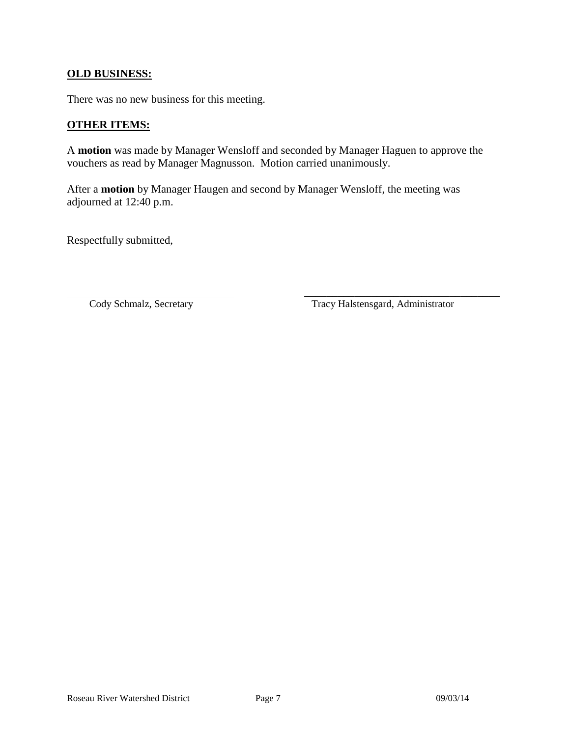**OLD BUSINESS:**

There was no new business for this meeting.

**OTHER ITEMS:**

A **motion** was made by Manager Wensloff and seconded by Manager Haguen to approve the vouchers as read by Manager Magnusson. Motion carried unanimously.

After a **motion** by Manager Haugen and second by Manager Wensloff, the meeting was adjourned at 12:40 p.m.

Respectfully submitted,

| | |
|---|---|
| ______________________________ | ____________________________________ |
| Cody Schmalz, Secretary | Tracy Halstensgard, Administrator |